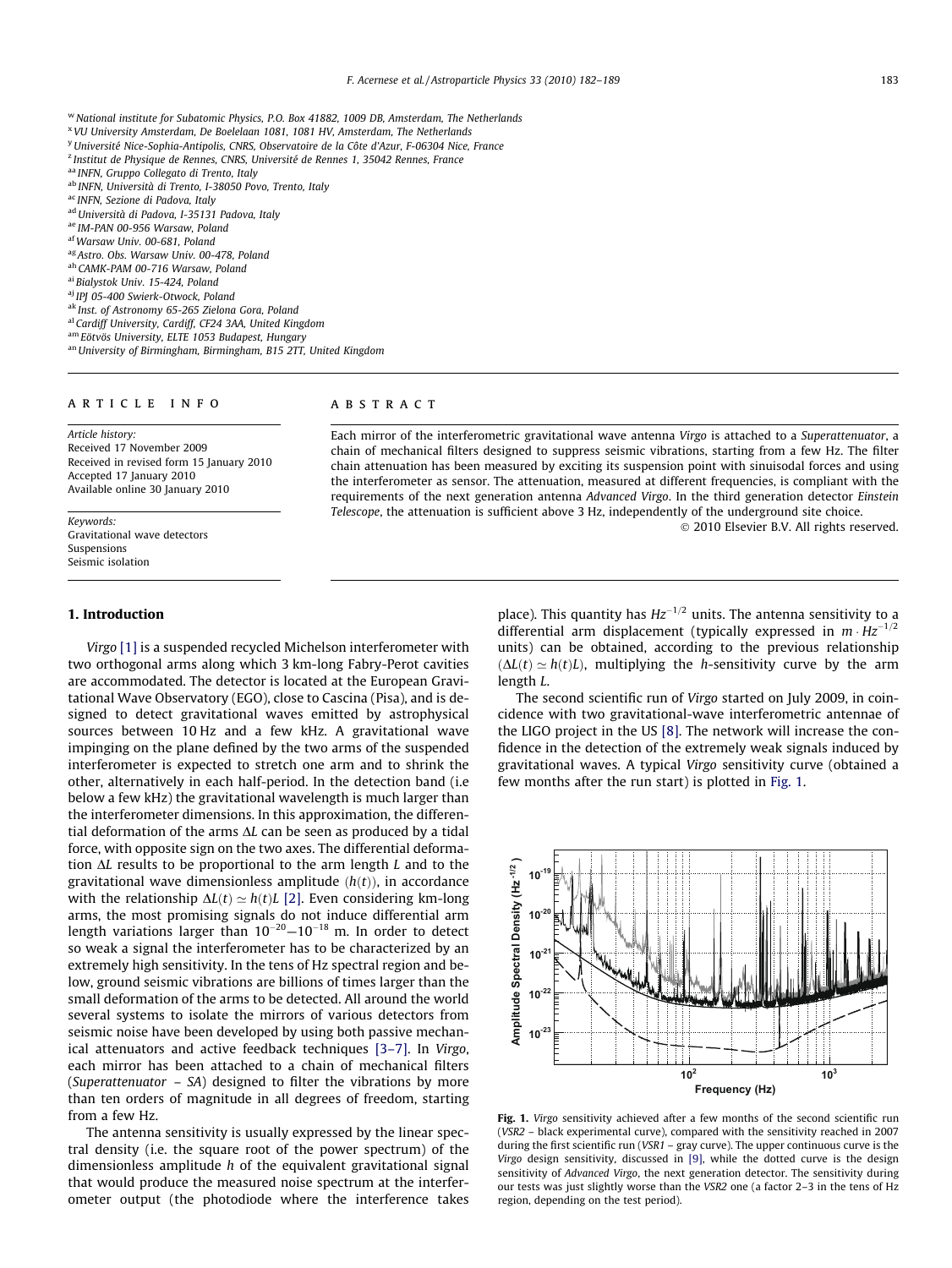[w] National institute for Subatomic Physics, P.O. Box 41882, 1009 DB, Amsterdam, The Netherlands
[x] VU University Amsterdam, De Boelelaan 1081, 1081 HV, Amsterdam, The Netherlands
[y] Université Nice-Sophia-Antipolis, CNRS, Observatoire de la Côte d'Azur, F-06304 Nice, France
[z] Institut de Physique de Rennes, CNRS, Université de Rennes 1, 35042 Rennes, France
[aa] INFN, Gruppo Collegato di Trento, Italy
[ab] INFN, Università di Trento, I-38050 Povo, Trento, Italy
[ac] INFN, Sezione di Padova, Italy
[ad] Università di Padova, I-35131 Padova, Italy
[ae] IM-PAN 00-956 Warsaw, Poland
[af] Warsaw Univ. 00-681, Poland
[ag] Astro. Obs. Warsaw Univ. 00-478, Poland
[ah] CAMK-PAM 00-716 Warsaw, Poland
[ai] Bialystok Univ. 15-424, Poland
[aj] IPJ 05-400 Swierk-Otwock, Poland
[ak] Inst. of Astronomy 65-265 Zielona Gora, Poland
[al] Cardiff University, Cardiff, CF24 3AA, United Kingdom
[am] Eötvös University, ELTE 1053 Budapest, Hungary
[an] University of Birmingham, Birmingham, B15 2TT, United Kingdom

ARTICLE INFO

*Article history:*
Received 17 November 2009
Received in revised form 15 January 2010
Accepted 17 January 2010
Available online 30 January 2010

*Keywords:*
Gravitational wave detectors
Suspensions
Seismic isolation

ABSTRACT

Each mirror of the interferometric gravitational wave antenna *Virgo* is attached to a *Superattenuator*, a chain of mechanical filters designed to suppress seismic vibrations, starting from a few Hz. The filter chain attenuation has been measured by exciting its suspension point with sinuisodal forces and using the interferometer as sensor. The attenuation, measured at different frequencies, is compliant with the requirements of the next generation antenna *Advanced Virgo*. In the third generation detector *Einstein Telescope*, the attenuation is sufficient above 3 Hz, independently of the underground site choice.

© 2010 Elsevier B.V. All rights reserved.

## 1. Introduction

*Virgo* [1] is a suspended recycled Michelson interferometer with two orthogonal arms along which 3 km-long Fabry-Perot cavities are accommodated. The detector is located at the European Gravitational Wave Observatory (EGO), close to Cascina (Pisa), and is designed to detect gravitational waves emitted by astrophysical sources between 10 Hz and a few kHz. A gravitational wave impinging on the plane defined by the two arms of the suspended interferometer is expected to stretch one arm and to shrink the other, alternatively in each half-period. In the detection band (i.e below a few kHz) the gravitational wavelength is much larger than the interferometer dimensions. In this approximation, the differential deformation of the arms $\Delta L$ can be seen as produced by a tidal force, with opposite sign on the two axes. The differential deformation $\Delta L$ results to be proportional to the arm length $L$ and to the gravitational wave dimensionless amplitude ($h(t)$), in accordance with the relationship $\Delta L(t) \simeq h(t)L$ [2]. Even considering km-long arms, the most promising signals do not induce differential arm length variations larger than $10^{-20}$–$10^{-18}$ m. In order to detect so weak a signal the interferometer has to be characterized by an extremely high sensitivity. In the tens of Hz spectral region and below, ground seismic vibrations are billions of times larger than the small deformation of the arms to be detected. All around the world several systems to isolate the mirrors of various detectors from seismic noise have been developed by using both passive mechanical attenuators and active feedback techniques [3–7]. In *Virgo*, each mirror has been attached to a chain of mechanical filters (*Superattenuator – SA*) designed to filter the vibrations by more than ten orders of magnitude in all degrees of freedom, starting from a few Hz.

The antenna sensitivity is usually expressed by the linear spectral density (i.e. the square root of the power spectrum) of the dimensionless amplitude $h$ of the equivalent gravitational signal that would produce the measured noise spectrum at the interferometer output (the photodiode where the interference takes place). This quantity has $Hz^{-1/2}$ units. The antenna sensitivity to a differential arm displacement (typically expressed in $m \cdot Hz^{-1/2}$ units) can be obtained, according to the previous relationship ($\Delta L(t) \simeq h(t)L$), multiplying the $h$-sensitivity curve by the arm length $L$.

The second scientific run of *Virgo* started on July 2009, in coincidence with two gravitational-wave interferometric antennae of the LIGO project in the US [8]. The network will increase the confidence in the detection of the extremely weak signals induced by gravitational waves. A typical *Virgo* sensitivity curve (obtained a few months after the run start) is plotted in Fig. 1.

**Fig. 1.** *Virgo* sensitivity achieved after a few months of the second scientific run (*VSR2* – black experimental curve), compared with the sensitivity reached in 2007 during the first scientific run (*VSR1* – gray curve). The upper continuous curve is the *Virgo* design sensitivity, discussed in [9], while the dotted curve is the design sensitivity of *Advanced Virgo*, the next generation detector. The sensitivity during our tests was just slightly worse than the *VSR2* one (a factor 2–3 in the tens of Hz region, depending on the test period).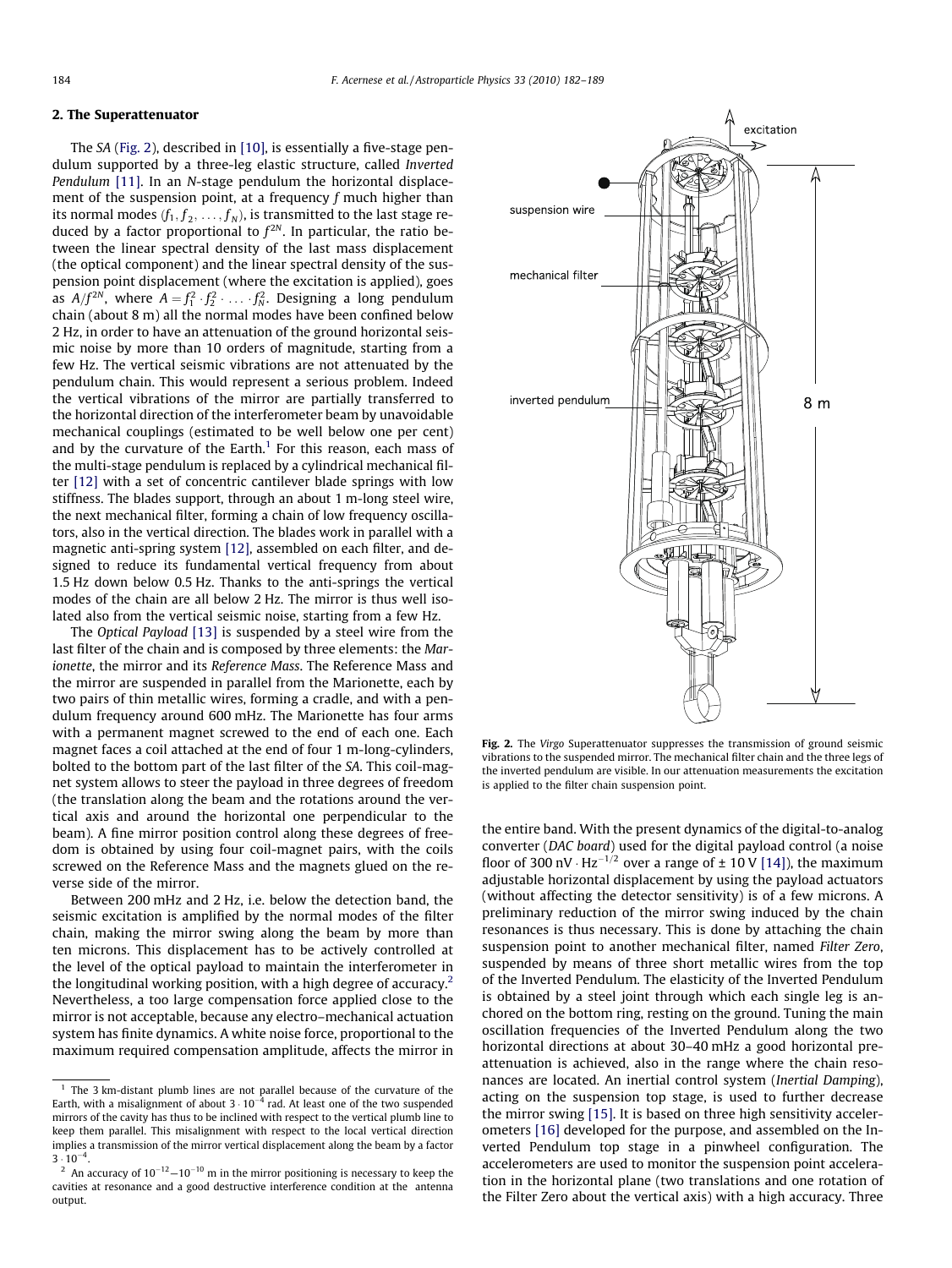## 2. The Superattenuator

The *SA* (Fig. 2), described in [10], is essentially a five-stage pendulum supported by a three-leg elastic structure, called *Inverted Pendulum* [11]. In an N-stage pendulum the horizontal displacement of the suspension point, at a frequency $f$ much higher than its normal modes $(f_1, f_2, \ldots, f_N)$, is transmitted to the last stage reduced by a factor proportional to $f^{2N}$. In particular, the ratio between the linear spectral density of the last mass displacement (the optical component) and the linear spectral density of the suspension point displacement (where the excitation is applied), goes as $A/f^{2N}$, where $A = f_1^2 \cdot f_2^2 \cdot \ldots \cdot f_N^2$. Designing a long pendulum chain (about 8 m) all the normal modes have been confined below 2 Hz, in order to have an attenuation of the ground horizontal seismic noise by more than 10 orders of magnitude, starting from a few Hz. The vertical seismic vibrations are not attenuated by the pendulum chain. This would represent a serious problem. Indeed the vertical vibrations of the mirror are partially transferred to the horizontal direction of the interferometer beam by unavoidable mechanical couplings (estimated to be well below one per cent) and by the curvature of the Earth.[1] For this reason, each mass of the multi-stage pendulum is replaced by a cylindrical mechanical filter [12] with a set of concentric cantilever blade springs with low stiffness. The blades support, through an about 1 m-long steel wire, the next mechanical filter, forming a chain of low frequency oscillators, also in the vertical direction. The blades work in parallel with a magnetic anti-spring system [12], assembled on each filter, and designed to reduce its fundamental vertical frequency from about 1.5 Hz down below 0.5 Hz. Thanks to the anti-springs the vertical modes of the chain are all below 2 Hz. The mirror is thus well isolated also from the vertical seismic noise, starting from a few Hz.

The *Optical Payload* [13] is suspended by a steel wire from the last filter of the chain and is composed by three elements: the *Marionette*, the mirror and its *Reference Mass*. The Reference Mass and the mirror are suspended in parallel from the Marionette, each by two pairs of thin metallic wires, forming a cradle, and with a pendulum frequency around 600 mHz. The Marionette has four arms with a permanent magnet screwed to the end of each one. Each magnet faces a coil attached at the end of four 1 m-long-cylinders, bolted to the bottom part of the last filter of the *SA*. This coil-magnet system allows to steer the payload in three degrees of freedom (the translation along the beam and the rotations around the vertical axis and around the horizontal one perpendicular to the beam). A fine mirror position control along these degrees of freedom is obtained by using four coil-magnet pairs, with the coils screwed on the Reference Mass and the magnets glued on the reverse side of the mirror.

Between 200 mHz and 2 Hz, i.e. below the detection band, the seismic excitation is amplified by the normal modes of the filter chain, making the mirror swing along the beam by more than ten microns. This displacement has to be actively controlled at the level of the optical payload to maintain the interferometer in the longitudinal working position, with a high degree of accuracy.[2] Nevertheless, a too large compensation force applied close to the mirror is not acceptable, because any electro–mechanical actuation system has finite dynamics. A white noise force, proportional to the maximum required compensation amplitude, affects the mirror in the entire band. With the present dynamics of the digital-to-analog converter (*DAC board*) used for the digital payload control (a noise floor of 300 $\mathrm{nV \cdot Hz^{-1/2}}$ over a range of ± 10 V [14]), the maximum adjustable horizontal displacement by using the payload actuators (without affecting the detector sensitivity) is of a few microns. A preliminary reduction of the mirror swing induced by the chain resonances is thus necessary. This is done by attaching the chain suspension point to another mechanical filter, named *Filter Zero*, suspended by means of three short metallic wires from the top of the Inverted Pendulum. The elasticity of the Inverted Pendulum is obtained by a steel joint through which each single leg is anchored on the bottom ring, resting on the ground. Tuning the main oscillation frequencies of the Inverted Pendulum along the two horizontal directions at about 30–40 mHz a good horizontal pre-attenuation is achieved, also in the range where the chain resonances are located. An inertial control system (*Inertial Damping*), acting on the suspension top stage, is used to further decrease the mirror swing [15]. It is based on three high sensitivity accelerometers [16] developed for the purpose, and assembled on the Inverted Pendulum top stage in a pinwheel configuration. The accelerometers are used to monitor the suspension point acceleration in the horizontal plane (two translations and one rotation of the Filter Zero about the vertical axis) with a high accuracy. Three

**Fig. 2.** The *Virgo* Superattenuator suppresses the transmission of ground seismic vibrations to the suspended mirror. The mechanical filter chain and the three legs of the inverted pendulum are visible. In our attenuation measurements the excitation is applied to the filter chain suspension point.

---

[1] The 3 km-distant plumb lines are not parallel because of the curvature of the Earth, with a misalignment of about $3 \cdot 10^{-4}$ rad. At least one of the two suspended mirrors of the cavity has thus to be inclined with respect to the vertical plumb line to keep them parallel. This misalignment with respect to the local vertical direction implies a transmission of the mirror vertical displacement along the beam by a factor $3 \cdot 10^{-4}$.

[2] An accuracy of $10^{-12}$–$10^{-10}$ m in the mirror positioning is necessary to keep the cavities at resonance and a good destructive interference condition at the antenna output.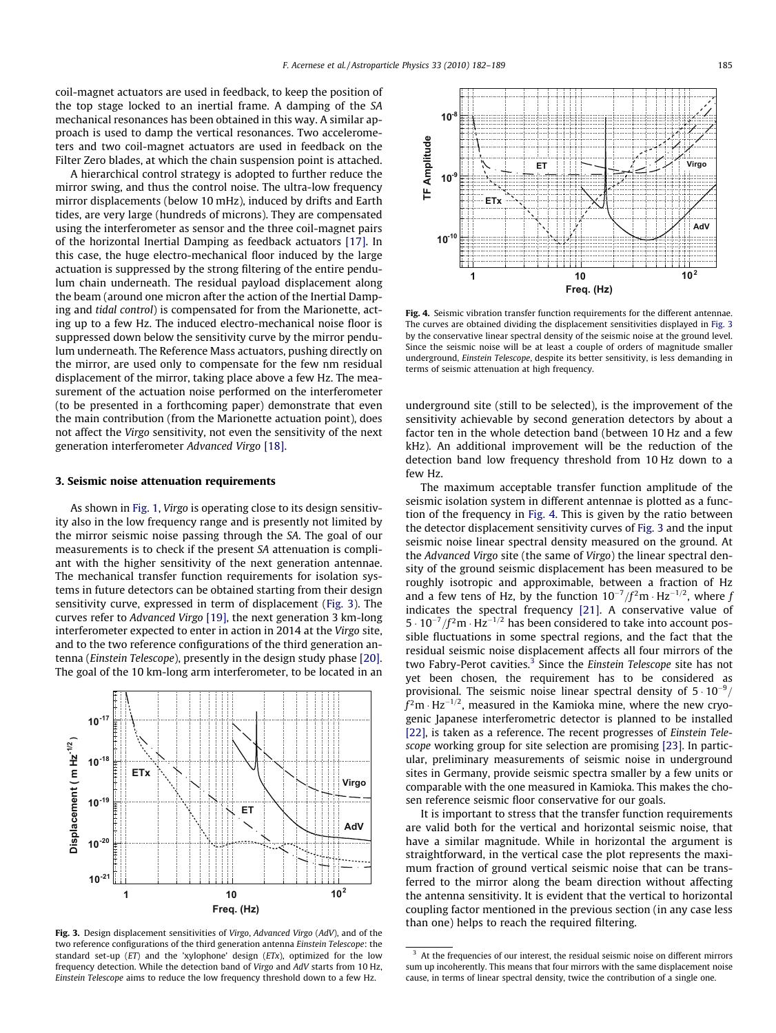coil-magnet actuators are used in feedback, to keep the position of the top stage locked to an inertial frame. A damping of the *SA* mechanical resonances has been obtained in this way. A similar approach is used to damp the vertical resonances. Two accelerometers and two coil-magnet actuators are used in feedback on the Filter Zero blades, at which the chain suspension point is attached.

A hierarchical control strategy is adopted to further reduce the mirror swing, and thus the control noise. The ultra-low frequency mirror displacements (below 10 mHz), induced by drifts and Earth tides, are very large (hundreds of microns). They are compensated using the interferometer as sensor and the three coil-magnet pairs of the horizontal Inertial Damping as feedback actuators [17]. In this case, the huge electro-mechanical floor induced by the large actuation is suppressed by the strong filtering of the entire pendulum chain underneath. The residual payload displacement along the beam (around one micron after the action of the Inertial Damping and *tidal control*) is compensated for from the Marionette, acting up to a few Hz. The induced electro-mechanical noise floor is suppressed down below the sensitivity curve by the mirror pendulum underneath. The Reference Mass actuators, pushing directly on the mirror, are used only to compensate for the few nm residual displacement of the mirror, taking place above a few Hz. The measurement of the actuation noise performed on the interferometer (to be presented in a forthcoming paper) demonstrate that even the main contribution (from the Marionette actuation point), does not affect the *Virgo* sensitivity, not even the sensitivity of the next generation interferometer *Advanced Virgo* [18].

## 3. Seismic noise attenuation requirements

As shown in Fig. 1, *Virgo* is operating close to its design sensitivity also in the low frequency range and is presently not limited by the mirror seismic noise passing through the *SA*. The goal of our measurements is to check if the present *SA* attenuation is compliant with the higher sensitivity of the next generation antennas. The mechanical transfer function requirements for isolation systems in future detectors can be obtained starting from their design sensitivity curve, expressed in term of displacement (Fig. 3). The curves refer to *Advanced Virgo* [19], the next generation 3 km-long interferometer expected to enter in action in 2014 at the *Virgo* site, and to the two reference configurations of the third generation antenna (*Einstein Telescope*), presently in the design study phase [20]. The goal of the 10 km-long arm interferometer, to be located in an underground site (still to be selected), is the improvement of the sensitivity achievable by second generation detectors by about a factor ten in the whole detection band (between 10 Hz and a few kHz). An additional improvement will be the reduction of the detection band low frequency threshold from 10 Hz down to a few Hz.

Displacement ( m Hz$^{-1/2}$ )
$10^{-17}$
$10^{-18}$
$10^{-19}$
$10^{-20}$
$10^{-21}$
ETx
ET
Virgo
AdV
1
10
$10^2$
Freq. (Hz)

**Fig. 3.** Design displacement sensitivities of *Virgo*, *Advanced Virgo* (*AdV*), and of the two reference configurations of the third generation antenna *Einstein Telescope*: the standard set-up (*ET*) and the 'xylophone' design (*ETx*), optimized for the low frequency detection. While the detection band of *Virgo* and *AdV* starts from 10 Hz, *Einstein Telescope* aims to reduce the low frequency threshold down to a few Hz.

TF Amplitude
$10^{-8}$
$10^{-9}$
$10^{-10}$
ET
ETx
Virgo
AdV
1
10
$10^2$
Freq. (Hz)

**Fig. 4.** Seismic vibration transfer function requirements for the different antennae. The curves are obtained dividing the displacement sensitivities displayed in Fig. 3 by the conservative linear spectral density of the seismic noise at the ground level. Since the seismic noise will be at least a couple of orders of magnitude smaller underground, *Einstein Telescope*, despite its better sensitivity, is less demanding in terms of seismic attenuation at high frequency.

The maximum acceptable transfer function amplitude of the seismic isolation system in different antennae is plotted as a function of the frequency in Fig. 4. This is given by the ratio between the detector displacement sensitivity curves of Fig. 3 and the input seismic noise linear spectral density measured on the ground. At the *Advanced Virgo* site (the same of *Virgo*) the linear spectral density of the ground seismic displacement has been measured to be roughly isotropic and approximable, between a fraction of Hz and a few tens of Hz, by the function $10^{-7}/f^2 \text{m} \cdot \text{Hz}^{-1/2}$, where $f$ indicates the spectral frequency [21]. A conservative value of $5 \cdot 10^{-7}/f^2 \text{m} \cdot \text{Hz}^{-1/2}$ has been considered to take into account possible fluctuations in some spectral regions, and the fact that the residual seismic noise displacement affects all four mirrors of the two Fabry-Perot cavities.[3] Since the *Einstein Telescope* site has not yet been chosen, the requirement has to be considered as provisional. The seismic noise linear spectral density of $5 \cdot 10^{-9}/f^2 \text{m} \cdot \text{Hz}^{-1/2}$, measured in the Kamioka mine, where the new cryogenic Japanese interferometric detector is planned to be installed [22], is taken as a reference. The recent progresses of *Einstein Telescope* working group for site selection are promising [23]. In particular, preliminary measurements of seismic noise in underground sites in Germany, provide seismic spectra smaller by a few units or comparable with the one measured in Kamioka. This makes the chosen reference seismic floor conservative for our goals.

It is important to stress that the transfer function requirements are valid both for the vertical and horizontal seismic noise, that have a similar magnitude. While in horizontal the argument is straightforward, in the vertical case the plot represents the maximum fraction of ground vertical seismic noise that can be transferred to the mirror along the beam direction without affecting the antenna sensitivity. It is evident that the vertical to horizontal coupling factor mentioned in the previous section (in any case less than one) helps to reach the required filtering.

[3] At the frequencies of our interest, the residual seismic noise on different mirrors sum up incoherently. This means that four mirrors with the same displacement noise cause, in terms of linear spectral density, twice the contribution of a single one.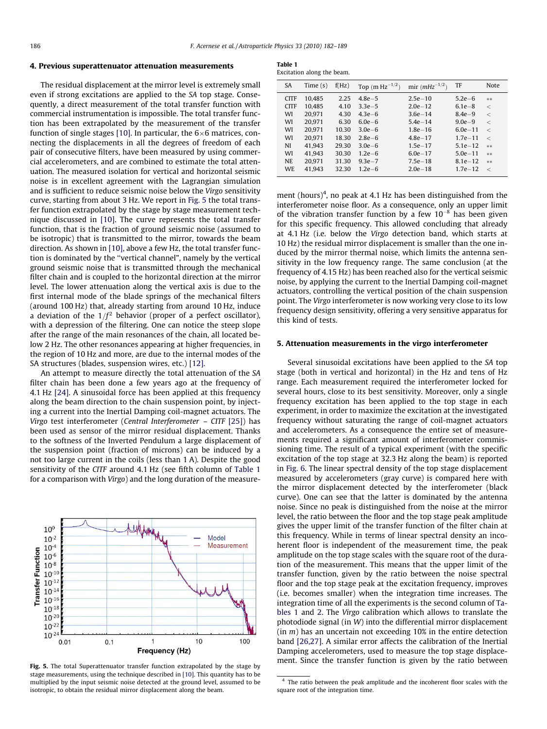## 4. Previous superattenuator attenuation measurements

The residual displacement at the mirror level is extremely small even if strong excitations are applied to the *SA* top stage. Consequently, a direct measurement of the total transfer function with commercial instrumentation is impossible. The total transfer function has been extrapolated by the measurement of the transfer function of single stages [10]. In particular, the 6×6 matrices, connecting the displacements in all the degrees of freedom of each pair of consecutive filters, have been measured by using commercial accelerometers, and are combined to estimate the total attenuation. The measured isolation for vertical and horizontal seismic noise is in excellent agreement with the Lagrangian simulation and is sufficient to reduce seismic noise below the *Virgo* sensitivity curve, starting from about 3 Hz. We report in Fig. 5 the total transfer function extrapolated by the stage by stage measurement technique discussed in [10]. The curve represents the total transfer function, that is the fraction of ground seismic noise (assumed to be isotropic) that is transmitted to the mirror, towards the beam direction. As shown in [10], above a few Hz, the total transfer function is dominated by the "vertical channel", namely by the vertical ground seismic noise that is transmitted through the mechanical filter chain and is coupled to the horizontal direction at the mirror level. The lower attenuation along the vertical axis is due to the first internal mode of the blade springs of the mechanical filters (around 100 Hz) that, already starting from around 10 Hz, induce a deviation of the $1/f^2$ behavior (proper of a perfect oscillator), with a depression of the filtering. One can notice the steep slope after the range of the main resonances of the chain, all located below 2 Hz. The other resonances appearing at higher frequencies, in the region of 10 Hz and more, are due to the internal modes of the SA structures (blades, suspension wires, etc.) [12].

An attempt to measure directly the total attenuation of the *SA* filter chain has been done a few years ago at the frequency of 4.1 Hz [24]. A sinusoidal force has been applied at this frequency along the beam direction to the chain suspension point, by injecting a current into the Inertial Damping coil-magnet actuators. The *Virgo* test interferometer (*Central Interferometer – CITF* [25]) has been used as sensor of the mirror residual displacement. Thanks to the softness of the Inverted Pendulum a large displacement of the suspension point (fraction of microns) can be induced by a not too large current in the coils (less than 1 A). Despite the good sensitivity of the *CITF* around 4.1 Hz (see fifth column of Table 1 for a comparison with *Virgo*) and the long duration of the measurement (hours)[4], no peak at 4.1 Hz has been distinguished from the interferometer noise floor. As a consequence, only an upper limit of the vibration transfer function by a few $10^{-8}$ has been given for this specific frequency. This allowed concluding that already at 4.1 Hz (i.e. below the *Virgo* detection band, which starts at 10 Hz) the residual mirror displacement is smaller than the one induced by the mirror thermal noise, which limits the antenna sensitivity in the low frequency range. The same conclusion (at the frequency of 4.15 Hz) has been reached also for the vertical seismic noise, by applying the current to the Inertial Damping coil-magnet actuators, controlling the vertical position of the chain suspension point. The *Virgo* interferometer is now working very close to its low frequency design sensitivity, offering a very sensitive apparatus for this kind of tests.

10^0
10^-2
10^-4
10^-6
10^-8
10^-10
10^-12
10^-14
10^-16
10^-18
10^-20
10^-22
10^-24
Transfer Function
0.01
0.1
1
10
100
Frequency (Hz)
Model
Measurement

**Fig. 5.** The total Superattenuator transfer function extrapolated by the stage by stage measurements, using the technique described in [10]. This quantity has to be multiplied by the input seismic noise detected at the ground level, assumed to be isotropic, to obtain the residual mirror displacement along the beam.

**Table 1**
Excitation along the beam.

| SA | Time (s) | f(Hz) | Top (m $\mathrm{Hz}^{-1/2}$) | mir ($m\mathrm{Hz}^{-1/2}$) | TF | Note |
|---|---|---|---|---|---|---|
| CITF | 10,485 | 2.25 | 4.8e−5 | 2.5e−10 | 5.2e−6 | ** |
| CITF | 10,485 | 4.10 | 3.3e−5 | 2.0e−12 | 6.1e−8 | < |
| WI | 20,971 | 4.30 | 4.3e−6 | 3.6e−14 | 8.4e−9 | < |
| WI | 20,971 | 6.30 | 6.0e−6 | 5.4e−14 | 9.0e−9 | < |
| WI | 20,971 | 10.30 | 3.0e−6 | 1.8e−16 | 6.0e−11 | < |
| WI | 20,971 | 18.30 | 2.8e−6 | 4.8e−17 | 1.7e−11 | < |
| NI | 41,943 | 29.30 | 3.0e−6 | 1.5e−17 | 5.1e−12 | ** |
| WI | 41,943 | 30.30 | 1.2e−6 | 6.0e−17 | 5.0e−11 | ** |
| NE | 20,971 | 31.30 | 9.3e−7 | 7.5e−18 | 8.1e−12 | ** |
| WE | 41,943 | 32.30 | 1.2e−6 | 2.0e−18 | 1.7e−12 | < |

## 5. Attenuation measurements in the virgo interferometer

Several sinusoidal excitations have been applied to the *SA* top stage (both in vertical and horizontal) in the Hz and tens of Hz range. Each measurement required the interferometer locked for several hours, close to its best sensitivity. Moreover, only a single frequency excitation has been applied to the top stage in each experiment, in order to maximize the excitation at the investigated frequency without saturating the range of coil-magnet actuators and accelerometers. As a consequence the entire set of measurements required a significant amount of interferometer commissioning time. The result of a typical experiment (with the specific excitation of the top stage at 32.3 Hz along the beam) is reported in Fig. 6. The linear spectral density of the top stage displacement measured by accelerometers (gray curve) is compared here with the mirror displacement detected by the interferometer (black curve). One can see that the latter is dominated by the antenna noise. Since no peak is distinguished from the noise at the mirror level, the ratio between the floor and the top stage peak amplitude gives the upper limit of the transfer function of the filter chain at this frequency. While in terms of linear spectral density an incoherent floor is independent of the measurement time, the peak amplitude on the top stage scales with the square root of the duration of the measurement. This means that the upper limit of the transfer function, given by the ratio between the noise spectral floor and the top stage peak at the excitation frequency, improves (i.e. becomes smaller) when the integration time increases. The integration time of all the experiments is the second column of Tables 1 and 2. The *Virgo* calibration which allows to translate the photodiode signal (in *W*) into the differential mirror displacement (in *m*) has an uncertain not exceeding 10% in the entire detection band [26,27]. A similar error affects the calibration of the Inertial Damping accelerometers, used to measure the top stage displacement. Since the transfer function is given by the ratio between

[4] The ratio between the peak amplitude and the incoherent floor scales with the square root of the integration time.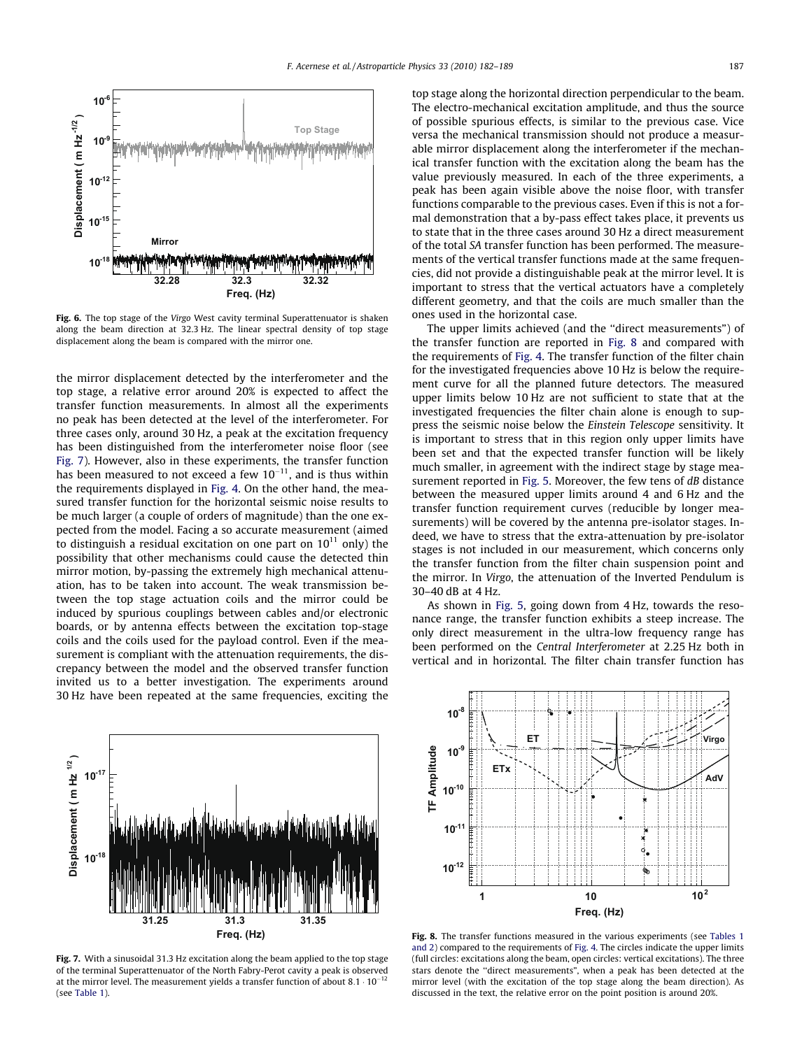Fig. 6. The top stage of the *Virgo* West cavity terminal Superattenuator is shaken along the beam direction at 32.3 Hz. The linear spectral density of top stage displacement along the beam is compared with the mirror one.

the mirror displacement detected by the interferometer and the top stage, a relative error around 20% is expected to affect the transfer function measurements. In almost all the experiments no peak has been detected at the level of the interferometer. For three cases only, around 30 Hz, a peak at the excitation frequency has been distinguished from the interferometer noise floor (see Fig. 7). However, also in these experiments, the transfer function has been measured to not exceed a few $10^{-11}$, and is thus within the requirements displayed in Fig. 4. On the other hand, the measured transfer function for the horizontal seismic noise results to be much larger (a couple of orders of magnitude) than the one expected from the model. Facing a so accurate measurement (aimed to distinguish a residual excitation on one part on $10^{11}$ only) the possibility that other mechanisms could cause the detected thin mirror motion, by-passing the extremely high mechanical attenuation, has to be taken into account. The weak transmission between the top stage actuation coils and the mirror could be induced by spurious couplings between cables and/or electronic boards, or by antenna effects between the excitation top-stage coils and the coils used for the payload control. Even if the measurement is compliant with the attenuation requirements, the discrepancy between the model and the observed transfer function invited us to a better investigation. The experiments around 30 Hz have been repeated at the same frequencies, exciting the top stage along the horizontal direction perpendicular to the beam. The electro-mechanical excitation amplitude, and thus the source of possible spurious effects, is similar to the previous case. Vice versa the mechanical transmission should not produce a measurable mirror displacement along the interferometer if the mechanical transfer function with the excitation along the beam has the value previously measured. In each of the three experiments, a peak has been again visible above the noise floor, with transfer functions comparable to the previous cases. Even if this is not a formal demonstration that a by-pass effect takes place, it prevents us to state that in the three cases around 30 Hz a direct measurement of the total *SA* transfer function has been performed. The measurements of the vertical transfer functions made at the same frequencies, did not provide a distinguishable peak at the mirror level. It is important to stress that the vertical actuators have a completely different geometry, and that the coils are much smaller than the ones used in the horizontal case.

The upper limits achieved (and the "direct measurements") of the transfer function are reported in Fig. 8 and compared with the requirements of Fig. 4. The transfer function of the filter chain for the investigated frequencies above 10 Hz is below the requirement curve for all the planned future detectors. The measured upper limits below 10 Hz are not sufficient to state that at the investigated frequencies the filter chain alone is enough to suppress the seismic noise below the *Einstein Telescope* sensitivity. It is important to stress that in this region only upper limits have been set and that the expected transfer function will be likely much smaller, in agreement with the indirect stage by stage measurement reported in Fig. 5. Moreover, the few tens of *dB* distance between the measured upper limits around 4 and 6 Hz and the transfer function requirement curves (reducible by longer measurements) will be covered by the antenna pre-isolator stages. Indeed, we have to stress that the extra-attenuation by pre-isolator stages is not included in our measurement, which concerns only the transfer function from the filter chain suspension point and the mirror. In *Virgo*, the attenuation of the Inverted Pendulum is 30–40 dB at 4 Hz.

As shown in Fig. 5, going down from 4 Hz, towards the resonance range, the transfer function exhibits a steep increase. The only direct measurement in the ultra-low frequency range has been performed on the *Central Interferometer* at 2.25 Hz both in vertical and in horizontal. The filter chain transfer function has

Fig. 7. With a sinusoidal 31.3 Hz excitation along the beam applied to the top stage of the terminal Superattenuator of the North Fabry-Perot cavity a peak is observed at the mirror level. The measurement yields a transfer function of about $8.1 \cdot 10^{-12}$ (see Table 1).

Fig. 8. The transfer functions measured in the various experiments (see Tables 1 and 2) compared to the requirements of Fig. 4. The circles indicate the upper limits (full circles: excitations along the beam, open circles: vertical excitations). The three stars denote the "direct measurements", when a peak has been detected at the mirror level (with the excitation of the top stage along the beam direction). As discussed in the text, the relative error on the point position is around 20%.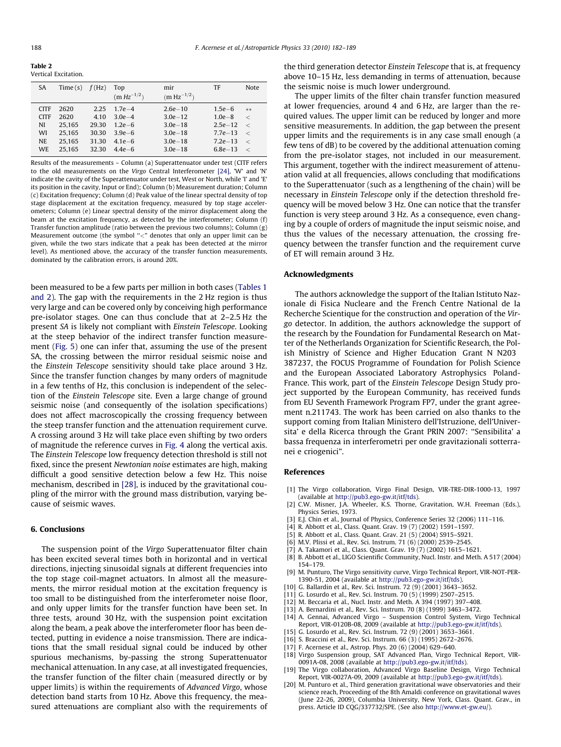**Table 2**
Vertical Excitation.

| SA | Time (s) | $f$ (Hz) | Top ($\mathrm{m\,Hz^{-1/2}}$) | mir ($\mathrm{m\,Hz^{-1/2}}$) | TF | Note |
|---|---|---|---|---|---|---|
| CITF | 2620 | 2.25 | 1.7e−4 | 2.6e−10 | 1.5e−6 | ** |
| CITF | 2620 | 4.10 | 3.0e−4 | 3.0e−12 | 1.0e−8 | < |
| NI | 25,165 | 29.30 | 1.2e−6 | 3.0e−18 | 2.5e−12 | < |
| WI | 25,165 | 30.30 | 3.9e−6 | 3.0e−18 | 7.7e−13 | < |
| NE | 25,165 | 31.30 | 4.1e−6 | 3.0e−18 | 7.2e−13 | < |
| WE | 25,165 | 32.30 | 4.4e−6 | 3.0e−18 | 6.8e−13 | < |

Results of the measurements – Column (a) Superattenuator under test (CITF refers to the old measurements on the *Virgo* Central Interferometer [24], 'W' and 'N' indicate the cavity of the Superattenuator under test, West or North, while 'I' and 'E' its position in the cavity, Input or End); Column (b) Measurement duration; Column (c) Excitation frequency; Column (d) Peak value of the linear spectral density of top stage displacement at the excitation frequency, measured by top stage accelerometers; Column (e) Linear spectral density of the mirror displacement along the beam at the excitation frequency, as detected by the interferometer; Column (f) Transfer function amplitude (ratio between the previous two columns); Column (g) Measurement outcome (the symbol "<" denotes that only an upper limit can be given, while the two stars indicate that a peak has been detected at the mirror level). As mentioned above, the accuracy of the transfer function measurements, dominated by the calibration errors, is around 20%.

been measured to be a few parts per million in both cases (Tables 1 and 2). The gap with the requirements in the 2 Hz region is thus very large and can be covered only by conceiving high performance pre-isolator stages. One can thus conclude that at 2–2.5 Hz the present *SA* is likely not compliant with *Einstein Telescope*. Looking at the steep behavior of the indirect transfer function measurement (Fig. 5) one can infer that, assuming the use of the present SA, the crossing between the mirror residual seismic noise and the *Einstein Telescope* sensitivity should take place around 3 Hz. Since the transfer function changes by many orders of magnitude in a few tenths of Hz, this conclusion is independent of the selection of the *Einstein Telescope* site. Even a large change of ground seismic noise (and consequently of the isolation specifications) does not affect macroscopically the crossing frequency between the steep transfer function and the attenuation requirement curve. A crossing around 3 Hz will take place even shifting by two orders of magnitude the reference curves in Fig. 4 along the vertical axis. The *Einstein Telescope* low frequency detection threshold is still not fixed, since the present *Newtonian noise* estimates are high, making difficult a good sensitive detection below a few Hz. This noise mechanism, described in [28], is induced by the gravitational coupling of the mirror with the ground mass distribution, varying because of seismic waves.

## 6. Conclusions

The suspension point of the *Virgo* Superattenuator filter chain has been excited several times both in horizontal and in vertical directions, injecting sinusoidal signals at different frequencies into the top stage coil-magnet actuators. In almost all the measurements, the mirror residual motion at the excitation frequency is too small to be distinguished from the interferometer noise floor, and only upper limits for the transfer function have been set. In three tests, around 30 Hz, with the suspension point excitation along the beam, a peak above the interferometer floor has been detected, putting in evidence a noise transmission. There are indications that the small residual signal could be induced by other spurious mechanisms, by-passing the strong Superattenuator mechanical attenuation. In any case, at all investigated frequencies, the transfer function of the filter chain (measured directly or by upper limits) is within the requirements of *Advanced Virgo*, whose detection band starts from 10 Hz. Above this frequency, the measured attenuations are compliant also with the requirements of the third generation detector *Einstein Telescope* that is, at frequency above 10–15 Hz, less demanding in terms of attenuation, because the seismic noise is much lower underground.

The upper limits of the filter chain transfer function measured at lower frequencies, around 4 and 6 Hz, are larger than the required values. The upper limit can be reduced by longer and more sensitive measurements. In addition, the gap between the present upper limits and the requirements is in any case small enough (a few tens of dB) to be covered by the additional attenuation coming from the pre-isolator stages, not included in our measurement. This argument, together with the indirect measurement of attenuation valid at all frequencies, allows concluding that modifications to the Superattenuator (such as a lengthening of the chain) will be necessary in *Einstein Telescope* only if the detection threshold frequency will be moved below 3 Hz. One can notice that the transfer function is very steep around 3 Hz. As a consequence, even changing by a couple of orders of magnitude the input seismic noise, and thus the values of the necessary attenuation, the crossing frequency between the transfer function and the requirement curve of ET will remain around 3 Hz.

## Acknowledgments

The authors acknowledge the support of the Italian Istituto Nazionale di Fisica Nucleare and the French Centre National de la Recherche Scientique for the construction and operation of the *Virgo* detector. In addition, the authors acknowledge the support of the research by the Foundation for Fundamental Research on Matter of the Netherlands Organization for Scientific Research, the Polish Ministry of Science and Higher Education Grant N N203 387237, the FOCUS Programme of Foundation for Polish Science and the European Associated Laboratory Astrophysics Poland-France. This work, part of the *Einstein Telescope* Design Study project supported by the European Community, has received funds from EU Seventh Framework Program FP7, under the grant agreement n.211743. The work has been carried on also thanks to the support coming from Italian Ministero dell'Istruzione, dell'Universita' e della Ricerca through the Grant PRIN 2007: "Sensibilita' a bassa frequenza in interferometri per onde gravitazionali sotterranei e criogenici".

## References

[1] The Virgo collaboration, Virgo Final Design, VIR-TRE-DIR-1000-13, 1997 (available at http://pub3.ego-gw.it/itf/tds).
[2] C.W. Misner, J.A. Wheeler, K.S. Thorne, Gravitation, W.H. Freeman (Eds.), Physics Series, 1973.
[3] E.J. Chin et al., Journal of Physics, Conference Series 32 (2006) 111–116.
[4] R. Abbott et al., Class. Quant. Grav. 19 (7) (2002) 1591–1597.
[5] R. Abbott et al., Class. Quant. Grav. 21 (5) (2004) S915–S921.
[6] M.V. Plissi et al., Rev. Sci. Instrum. 71 (6) (2000) 2539–2545.
[7] A. Takamori et al., Class. Quant. Grav. 19 (7) (2002) 1615–1621.
[8] B. Abbott et al., LIGO Scientific Community, Nucl. Instr. and Meth. A 517 (2004) 154–179.
[9] M. Punturo, The Virgo sensitivity curve, Virgo Technical Report, VIR-NOT-PER-1390-51, 2004 (available at http://pub3.ego-gw.it/itf/tds).
[10] G. Ballardin et al., Rev. Sci. Instrum. 72 (9) (2001) 3643–3652.
[11] G. Losurdo et al., Rev. Sci. Instrum. 70 (5) (1999) 2507–2515.
[12] M. Beccaria et al., Nucl. Instr. and Meth. A 394 (1997) 397–408.
[13] A. Bernardini et al., Rev. Sci. Instrum. 70 (8) (1999) 3463–3472.
[14] A. Gennai, Advanced Virgo – Suspension Control System, Virgo Technical Report, VIR-0120B-08, 2009 (available at http://pub3.ego-gw.it/itf/tds).
[15] G. Losurdo et al., Rev. Sci. Instrum. 72 (9) (2001) 3653–3661.
[16] S. Braccini et al., Rev. Sci. Instrum. 66 (3) (1995) 2672–2676.
[17] F. Acernese et al., Astrop. Phys. 20 (6) (2004) 629–640.
[18] Virgo Suspension group, SAT Advanced Plan, Virgo Technical Report, VIR-0091A-08, 2008 (available at http://pub3.ego-gw.it/itf/tds).
[19] The Virgo collaboration, Advanced Virgo Baseline Design, Virgo Technical Report, VIR-0027A-09, 2009 (available at http://pub3.ego-gw.it/itf/tds).
[20] M. Punturo et al., Third generation gravitational wave observatories and their science reach, Proceeding of the 8th Amaldi conference on gravitational waves (June 22-26, 2009), Columbia University, New York, Class. Quant. Grav., in press. Article ID CQG/337732/SPE. (See also http://www.et-gw.eu/).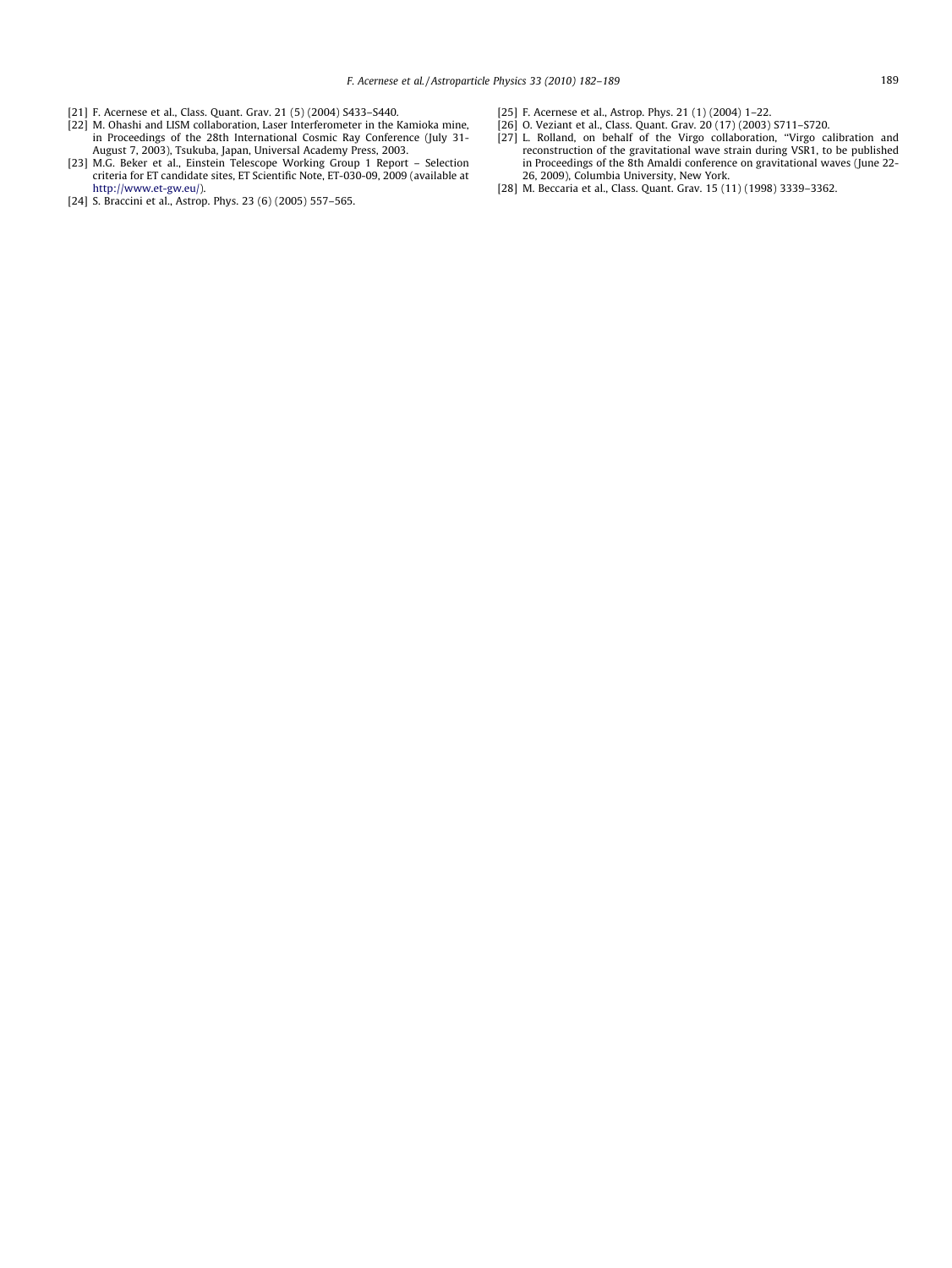[21] F. Acernese et al., Class. Quant. Grav. 21 (5) (2004) S433–S440.

[22] M. Ohashi and LISM collaboration, Laser Interferometer in the Kamioka mine, in Proceedings of the 28th International Cosmic Ray Conference (July 31-August 7, 2003), Tsukuba, Japan, Universal Academy Press, 2003.

[23] M.G. Beker et al., Einstein Telescope Working Group 1 Report – Selection criteria for ET candidate sites, ET Scientific Note, ET-030-09, 2009 (available at http://www.et-gw.eu/).

[24] S. Braccini et al., Astrop. Phys. 23 (6) (2005) 557–565.

[25] F. Acernese et al., Astrop. Phys. 21 (1) (2004) 1–22.

[26] O. Veziant et al., Class. Quant. Grav. 20 (17) (2003) S711–S720.

[27] L. Rolland, on behalf of the Virgo collaboration, "Virgo calibration and reconstruction of the gravitational wave strain during VSR1, to be published in Proceedings of the 8th Amaldi conference on gravitational waves (June 22-26, 2009), Columbia University, New York.

[28] M. Beccaria et al., Class. Quant. Grav. 15 (11) (1998) 3339–3362.